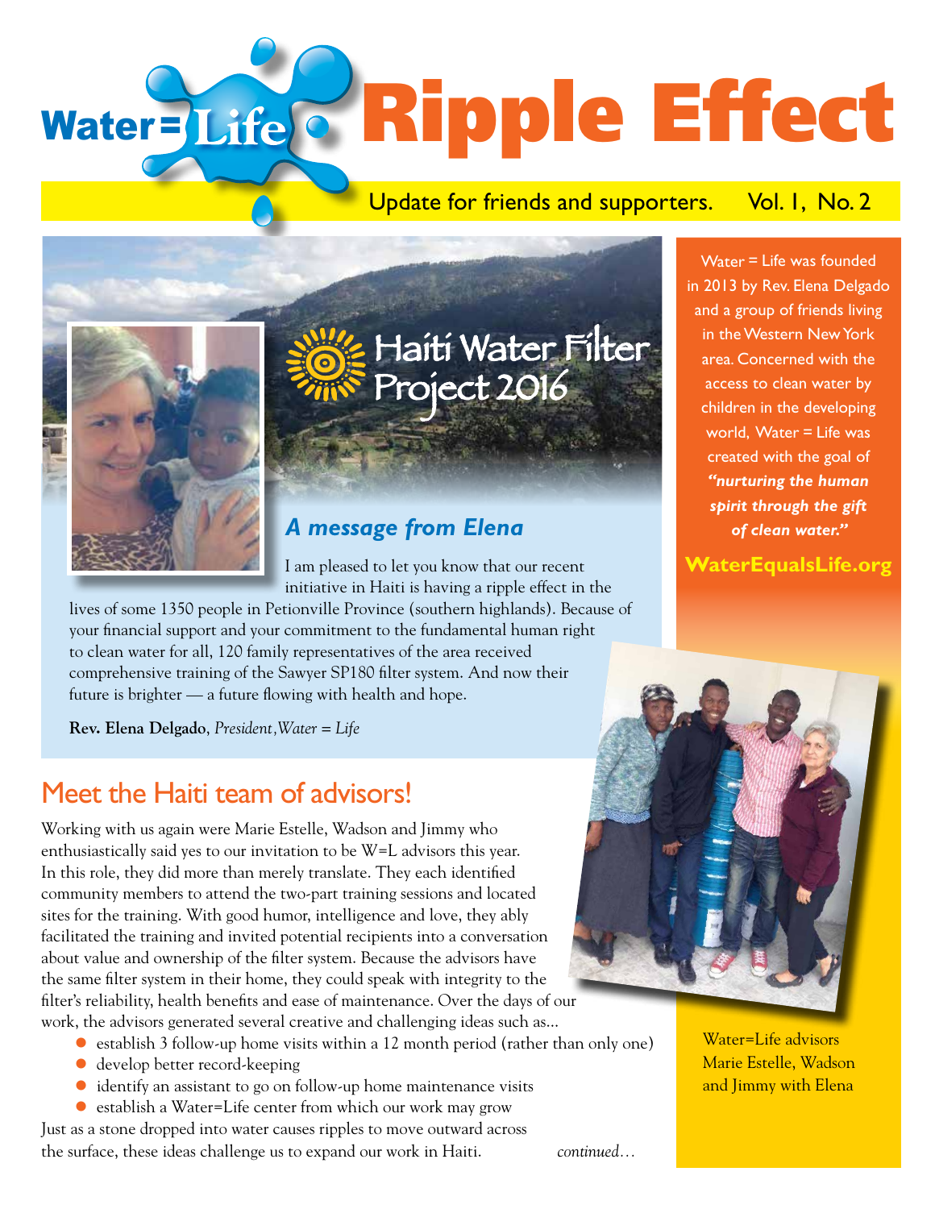# Water = Life Ripple Effect

Update for friends and supporters. Vol. 1, No. 2

## Haiti Water Filter Project 2016

### *A message from Elena*

I am pleased to let you know that our recent initiative in Haiti is having a ripple effect in the lives of some 1350 people in Petionville Province (southern highlands). Because of your financial support and your commitment to the fundamental human right to clean water for all, 120 family representatives of the area received comprehensive training of the Sawyer SP180 filter system. And now their future is brighter — a future flowing with health and hope.

**Rev. Elena Delgado**, *President, Water = Life*

Water = Life was founded in 2013 by Rev. Elena Delgado and a group of friends living in the Western New York area. Concerned with the access to clean water by children in the developing world, Water = Life was created with the goal of ***"nurturing the human spirit through the gift of clean water."***

**WaterEqualsLife.org**

## Meet the Haiti team of advisors!

Working with us again were Marie Estelle, Wadson and Jimmy who enthusiastically said yes to our invitation to be W=L advisors this year. In this role, they did more than merely translate. They each identified community members to attend the two-part training sessions and located sites for the training. With good humor, intelligence and love, they ably facilitated the training and invited potential recipients into a conversation about value and ownership of the filter system. Because the advisors have the same filter system in their home, they could speak with integrity to the filter's reliability, health benefits and ease of maintenance. Over the days of our work, the advisors generated several creative and challenging ideas such as...

- establish 3 follow-up home visits within a 12 month period (rather than only one)
- develop better record-keeping
- identify an assistant to go on follow-up home maintenance visits
- establish a Water=Life center from which our work may grow

Just as a stone dropped into water causes ripples to move outward across the surface, these ideas challenge us to expand our work in Haiti. *continued…*

Water=Life advisors Marie Estelle, Wadson and Jimmy with Elena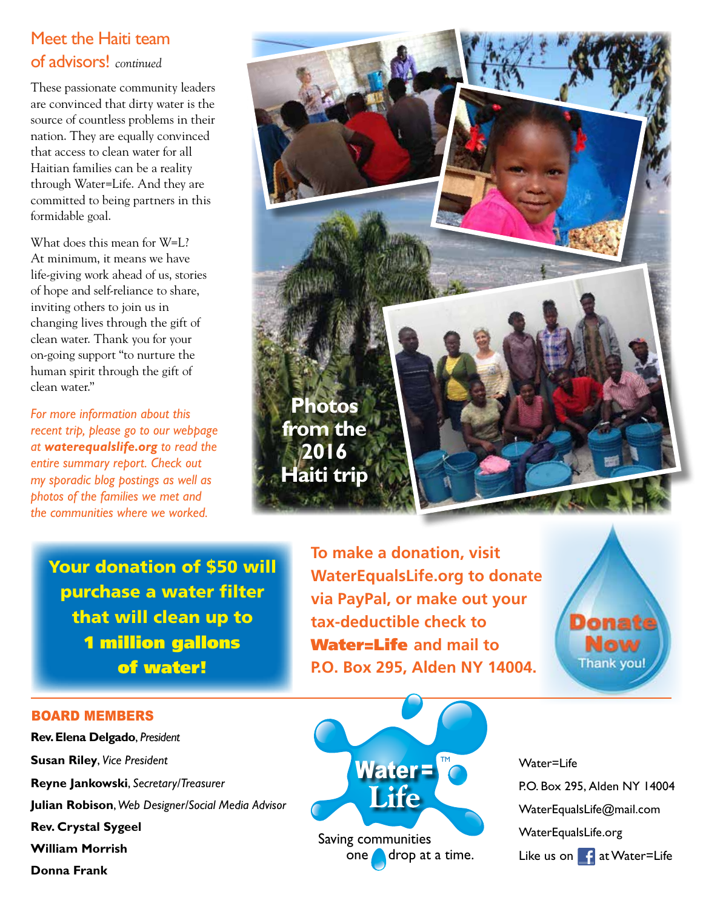## Meet the Haiti team of advisors! *continued*

These passionate community leaders are convinced that dirty water is the source of countless problems in their nation. They are equally convinced that access to clean water for all Haitian families can be a reality through Water=Life. And they are committed to being partners in this formidable goal.

What does this mean for W=L? At minimum, it means we have life-giving work ahead of us, stories of hope and self-reliance to share, inviting others to join us in changing lives through the gift of clean water. Thank you for your on-going support "to nurture the human spirit through the gift of clean water."

*For more information about this recent trip, please go to our webpage at **waterequalslife.org** to read the entire summary report. Check out my sporadic blog postings as well as photos of the families we met and the communities where we worked.*

**Photos from the 2016 Haiti trip**

**Your donation of $50 will purchase a water filter that will clean up to 1 million gallons of water!**

**To make a donation, visit WaterEqualsLife.org to donate via PayPal, or make out your tax-deductible check to Water=Life and mail to P.O. Box 295, Alden NY 14004.**

**Donate Now**
Thank you!

### BOARD MEMBERS

**Rev. Elena Delgado**, *President*
**Susan Riley**, *Vice President*
**Reyne Jankowski**, *Secretary/Treasurer*
**Julian Robison**, *Web Designer/Social Media Advisor*
**Rev. Crystal Sygeel**
**William Morrish**
**Donna Frank**

Water=Life™
Saving communities one drop at a time.

Water=Life
P.O. Box 295, Alden NY 14004
WaterEqualsLife@mail.com
WaterEqualsLife.org
Like us on Facebook at Water=Life